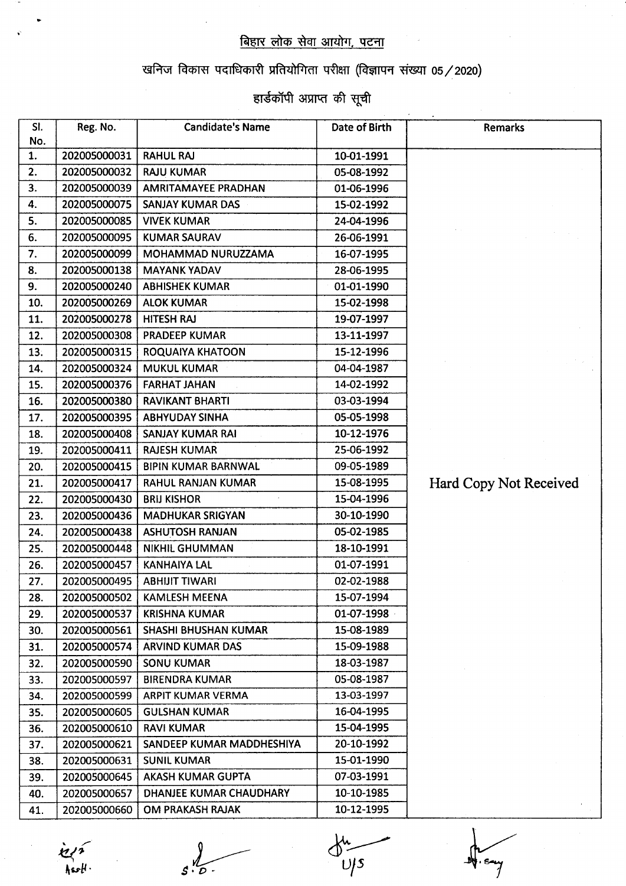## बिहार लोक सेवा आयोग, पटना

### खनिज विकास पदाधिकारी प्रतियोगिता परीक्षा (विज्ञापन संख्या 05/2020)

### हार्डकॉपी अप्राप्त की सूची

| Sl. No. | Reg. No. | Candidate's Name | Date of Birth | Remarks |
|---|---|---|---|---|
| 1. | 202005000031 | RAHUL RAJ | 10-01-1991 | Hard Copy Not Received |
| 2. | 202005000032 | RAJU KUMAR | 05-08-1992 | |
| 3. | 202005000039 | AMRITAMAYEE PRADHAN | 01-06-1996 | |
| 4. | 202005000075 | SANJAY KUMAR DAS | 15-02-1992 | |
| 5. | 202005000085 | VIVEK KUMAR | 24-04-1996 | |
| 6. | 202005000095 | KUMAR SAURAV | 26-06-1991 | |
| 7. | 202005000099 | MOHAMMAD NURUZZAMA | 16-07-1995 | |
| 8. | 202005000138 | MAYANK YADAV | 28-06-1995 | |
| 9. | 202005000240 | ABHISHEK KUMAR | 01-01-1990 | |
| 10. | 202005000269 | ALOK KUMAR | 15-02-1998 | |
| 11. | 202005000278 | HITESH RAJ | 19-07-1997 | |
| 12. | 202005000308 | PRADEEP KUMAR | 13-11-1997 | |
| 13. | 202005000315 | ROQUAIYA KHATOON | 15-12-1996 | |
| 14. | 202005000324 | MUKUL KUMAR | 04-04-1987 | |
| 15. | 202005000376 | FARHAT JAHAN | 14-02-1992 | |
| 16. | 202005000380 | RAVIKANT BHARTI | 03-03-1994 | |
| 17. | 202005000395 | ABHYUDAY SINHA | 05-05-1998 | |
| 18. | 202005000408 | SANJAY KUMAR RAI | 10-12-1976 | |
| 19. | 202005000411 | RAJESH KUMAR | 25-06-1992 | |
| 20. | 202005000415 | BIPIN KUMAR BARNWAL | 09-05-1989 | |
| 21. | 202005000417 | RAHUL RANJAN KUMAR | 15-08-1995 | |
| 22. | 202005000430 | BRIJ KISHOR | 15-04-1996 | |
| 23. | 202005000436 | MADHUKAR SRIGYAN | 30-10-1990 | |
| 24. | 202005000438 | ASHUTOSH RANJAN | 05-02-1985 | |
| 25. | 202005000448 | NIKHIL GHUMMAN | 18-10-1991 | |
| 26. | 202005000457 | KANHAIYA LAL | 01-07-1991 | |
| 27. | 202005000495 | ABHIJIT TIWARI | 02-02-1988 | |
| 28. | 202005000502 | KAMLESH MEENA | 15-07-1994 | |
| 29. | 202005000537 | KRISHNA KUMAR | 01-07-1998 | |
| 30. | 202005000561 | SHASHI BHUSHAN KUMAR | 15-08-1989 | |
| 31. | 202005000574 | ARVIND KUMAR DAS | 15-09-1988 | |
| 32. | 202005000590 | SONU KUMAR | 18-03-1987 | |
| 33. | 202005000597 | BIRENDRA KUMAR | 05-08-1987 | |
| 34. | 202005000599 | ARPIT KUMAR VERMA | 13-03-1997 | |
| 35. | 202005000605 | GULSHAN KUMAR | 16-04-1995 | |
| 36. | 202005000610 | RAVI KUMAR | 15-04-1995 | |
| 37. | 202005000621 | SANDEEP KUMAR MADDHESHIYA | 20-10-1992 | |
| 38. | 202005000631 | SUNIL KUMAR | 15-01-1990 | |
| 39. | 202005000645 | AKASH KUMAR GUPTA | 07-03-1991 | |
| 40. | 202005000657 | DHANJEE KUMAR CHAUDHARY | 10-10-1985 | |
| 41. | 202005000660 | OM PRAKASH RAJAK | 10-12-1995 | |

Asstt.    S.O.    U/S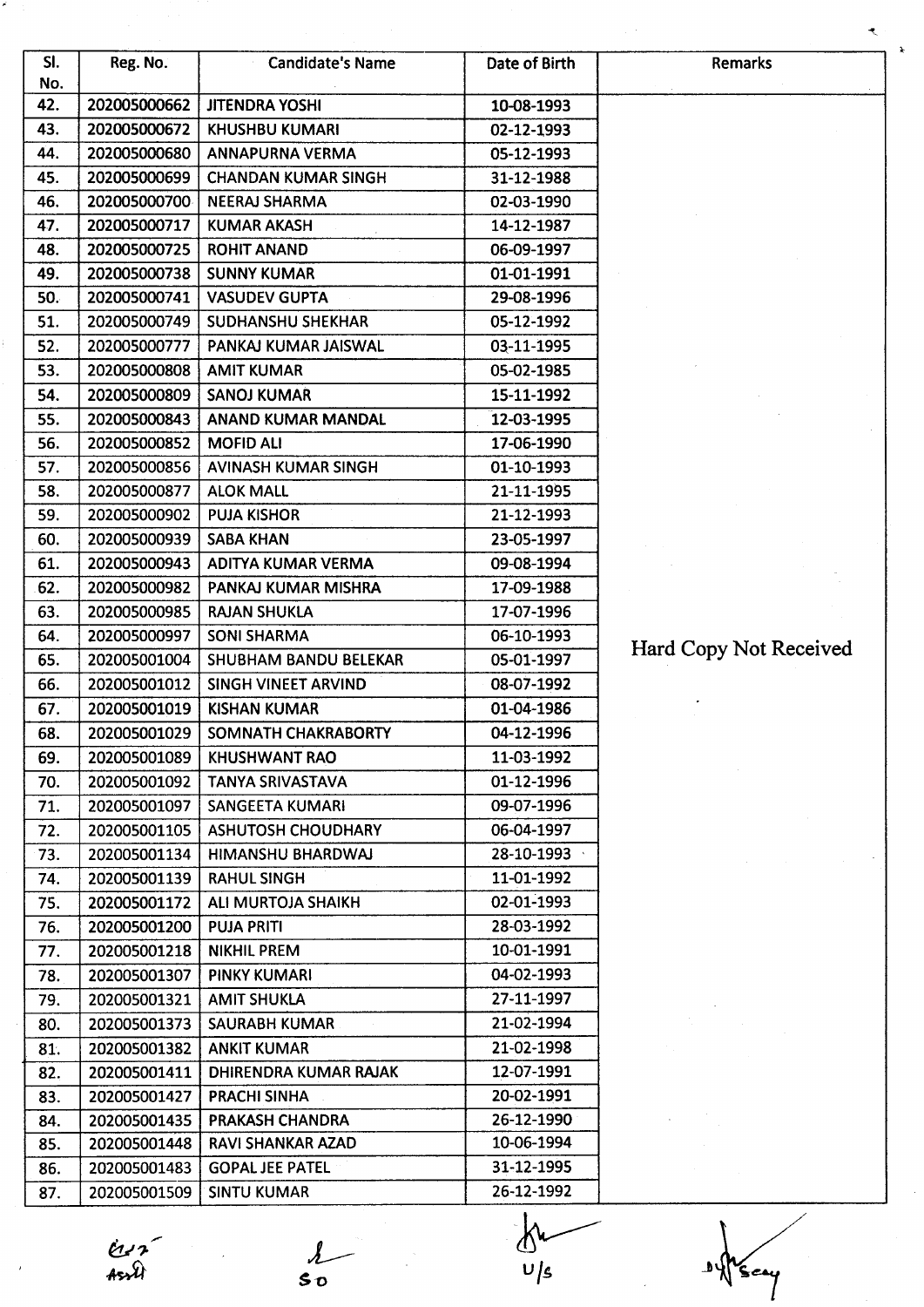| Sl. No. | Reg. No. | Candidate's Name | Date of Birth | Remarks |
|---|---|---|---|---|
| 42. | 202005000662 | JITENDRA YOSHI | 10-08-1993 | Hard Copy Not Received |
| 43. | 202005000672 | KHUSHBU KUMARI | 02-12-1993 | |
| 44. | 202005000680 | ANNAPURNA VERMA | 05-12-1993 | |
| 45. | 202005000699 | CHANDAN KUMAR SINGH | 31-12-1988 | |
| 46. | 202005000700 | NEERAJ SHARMA | 02-03-1990 | |
| 47. | 202005000717 | KUMAR AKASH | 14-12-1987 | |
| 48. | 202005000725 | ROHIT ANAND | 06-09-1997 | |
| 49. | 202005000738 | SUNNY KUMAR | 01-01-1991 | |
| 50. | 202005000741 | VASUDEV GUPTA | 29-08-1996 | |
| 51. | 202005000749 | SUDHANSHU SHEKHAR | 05-12-1992 | |
| 52. | 202005000777 | PANKAJ KUMAR JAISWAL | 03-11-1995 | |
| 53. | 202005000808 | AMIT KUMAR | 05-02-1985 | |
| 54. | 202005000809 | SANOJ KUMAR | 15-11-1992 | |
| 55. | 202005000843 | ANAND KUMAR MANDAL | 12-03-1995 | |
| 56. | 202005000852 | MOFID ALI | 17-06-1990 | |
| 57. | 202005000856 | AVINASH KUMAR SINGH | 01-10-1993 | |
| 58. | 202005000877 | ALOK MALL | 21-11-1995 | |
| 59. | 202005000902 | PUJA KISHOR | 21-12-1993 | |
| 60. | 202005000939 | SABA KHAN | 23-05-1997 | |
| 61. | 202005000943 | ADITYA KUMAR VERMA | 09-08-1994 | |
| 62. | 202005000982 | PANKAJ KUMAR MISHRA | 17-09-1988 | |
| 63. | 202005000985 | RAJAN SHUKLA | 17-07-1996 | |
| 64. | 202005000997 | SONI SHARMA | 06-10-1993 | |
| 65. | 202005001004 | SHUBHAM BANDU BELEKAR | 05-01-1997 | |
| 66. | 202005001012 | SINGH VINEET ARVIND | 08-07-1992 | |
| 67. | 202005001019 | KISHAN KUMAR | 01-04-1986 | |
| 68. | 202005001029 | SOMNATH CHAKRABORTY | 04-12-1996 | |
| 69. | 202005001089 | KHUSHWANT RAO | 11-03-1992 | |
| 70. | 202005001092 | TANYA SRIVASTAVA | 01-12-1996 | |
| 71. | 202005001097 | SANGEETA KUMARI | 09-07-1996 | |
| 72. | 202005001105 | ASHUTOSH CHOUDHARY | 06-04-1997 | |
| 73. | 202005001134 | HIMANSHU BHARDWAJ | 28-10-1993 | |
| 74. | 202005001139 | RAHUL SINGH | 11-01-1992 | |
| 75. | 202005001172 | ALI MURTOJA SHAIKH | 02-01-1993 | |
| 76. | 202005001200 | PUJA PRITI | 28-03-1992 | |
| 77. | 202005001218 | NIKHIL PREM | 10-01-1991 | |
| 78. | 202005001307 | PINKY KUMARI | 04-02-1993 | |
| 79. | 202005001321 | AMIT SHUKLA | 27-11-1997 | |
| 80. | 202005001373 | SAURABH KUMAR | 21-02-1994 | |
| 81. | 202005001382 | ANKIT KUMAR | 21-02-1998 | |
| 82. | 202005001411 | DHIRENDRA KUMAR RAJAK | 12-07-1991 | |
| 83. | 202005001427 | PRACHI SINHA | 20-02-1991 | |
| 84. | 202005001435 | PRAKASH CHANDRA | 26-12-1990 | |
| 85. | 202005001448 | RAVI SHANKAR AZAD | 10-06-1994 | |
| 86. | 202005001483 | GOPAL JEE PATEL | 31-12-1995 | |
| 87. | 202005001509 | SINTU KUMAR | 26-12-1992 | |

Asstt &nbsp;&nbsp;&nbsp;&nbsp; SO &nbsp;&nbsp;&nbsp;&nbsp; U/S &nbsp;&nbsp;&nbsp;&nbsp; Dy Secy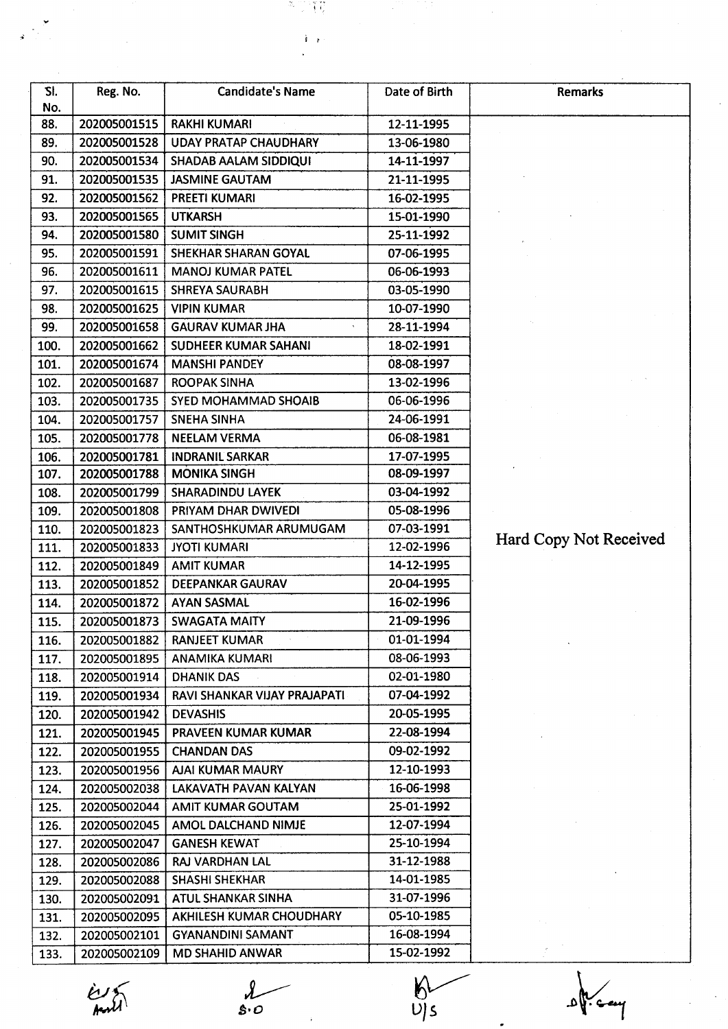| Sl. No. | Reg. No. | Candidate's Name | Date of Birth | Remarks |
|---|---|---|---|---|
| 88. | 202005001515 | RAKHI KUMARI | 12-11-1995 | Hard Copy Not Received |
| 89. | 202005001528 | UDAY PRATAP CHAUDHARY | 13-06-1980 | |
| 90. | 202005001534 | SHADAB AALAM SIDDIQUI | 14-11-1997 | |
| 91. | 202005001535 | JASMINE GAUTAM | 21-11-1995 | |
| 92. | 202005001562 | PREETI KUMARI | 16-02-1995 | |
| 93. | 202005001565 | UTKARSH | 15-01-1990 | |
| 94. | 202005001580 | SUMIT SINGH | 25-11-1992 | |
| 95. | 202005001591 | SHEKHAR SHARAN GOYAL | 07-06-1995 | |
| 96. | 202005001611 | MANOJ KUMAR PATEL | 06-06-1993 | |
| 97. | 202005001615 | SHREYA SAURABH | 03-05-1990 | |
| 98. | 202005001625 | VIPIN KUMAR | 10-07-1990 | |
| 99. | 202005001658 | GAURAV KUMAR JHA | 28-11-1994 | |
| 100. | 202005001662 | SUDHEER KUMAR SAHANI | 18-02-1991 | |
| 101. | 202005001674 | MANSHI PANDEY | 08-08-1997 | |
| 102. | 202005001687 | ROOPAK SINHA | 13-02-1996 | |
| 103. | 202005001735 | SYED MOHAMMAD SHOAIB | 06-06-1996 | |
| 104. | 202005001757 | SNEHA SINHA | 24-06-1991 | |
| 105. | 202005001778 | NEELAM VERMA | 06-08-1981 | |
| 106. | 202005001781 | INDRANIL SARKAR | 17-07-1995 | |
| 107. | 202005001788 | MONIKA SINGH | 08-09-1997 | |
| 108. | 202005001799 | SHARADINDU LAYEK | 03-04-1992 | |
| 109. | 202005001808 | PRIYAM DHAR DWIVEDI | 05-08-1996 | |
| 110. | 202005001823 | SANTHOSHKUMAR ARUMUGAM | 07-03-1991 | |
| 111. | 202005001833 | JYOTI KUMARI | 12-02-1996 | |
| 112. | 202005001849 | AMIT KUMAR | 14-12-1995 | |
| 113. | 202005001852 | DEEPANKAR GAURAV | 20-04-1995 | |
| 114. | 202005001872 | AYAN SASMAL | 16-02-1996 | |
| 115. | 202005001873 | SWAGATA MAITY | 21-09-1996 | |
| 116. | 202005001882 | RANJEET KUMAR | 01-01-1994 | |
| 117. | 202005001895 | ANAMIKA KUMARI | 08-06-1993 | |
| 118. | 202005001914 | DHANIK DAS | 02-01-1980 | |
| 119. | 202005001934 | RAVI SHANKAR VIJAY PRAJAPATI | 07-04-1992 | |
| 120. | 202005001942 | DEVASHIS | 20-05-1995 | |
| 121. | 202005001945 | PRAVEEN KUMAR KUMAR | 22-08-1994 | |
| 122. | 202005001955 | CHANDAN DAS | 09-02-1992 | |
| 123. | 202005001956 | AJAI KUMAR MAURY | 12-10-1993 | |
| 124. | 202005002038 | LAKAVATH PAVAN KALYAN | 16-06-1998 | |
| 125. | 202005002044 | AMIT KUMAR GOUTAM | 25-01-1992 | |
| 126. | 202005002045 | AMOL DALCHAND NIMJE | 12-07-1994 | |
| 127. | 202005002047 | GANESH KEWAT | 25-10-1994 | |
| 128. | 202005002086 | RAJ VARDHAN LAL | 31-12-1988 | |
| 129. | 202005002088 | SHASHI SHEKHAR | 14-01-1985 | |
| 130. | 202005002091 | ATUL SHANKAR SINHA | 31-07-1996 | |
| 131. | 202005002095 | AKHILESH KUMAR CHOUDHARY | 05-10-1985 | |
| 132. | 202005002101 | GYANANDINI SAMANT | 16-08-1994 | |
| 133. | 202005002109 | MD SHAHID ANWAR | 15-02-1992 | |

S.O U/S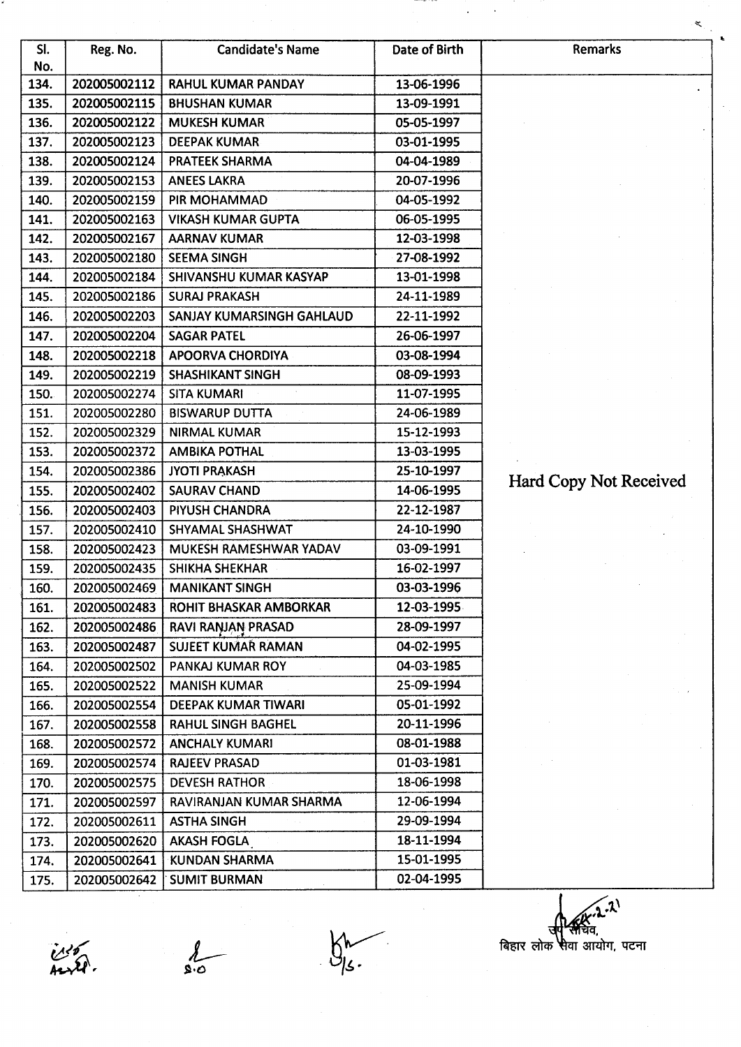| Sl. No. | Reg. No. | Candidate's Name | Date of Birth | Remarks |
|---|---|---|---|---|
| 134. | 202005002112 | RAHUL KUMAR PANDAY | 13-06-1996 | Hard Copy Not Received |
| 135. | 202005002115 | BHUSHAN KUMAR | 13-09-1991 | |
| 136. | 202005002122 | MUKESH KUMAR | 05-05-1997 | |
| 137. | 202005002123 | DEEPAK KUMAR | 03-01-1995 | |
| 138. | 202005002124 | PRATEEK SHARMA | 04-04-1989 | |
| 139. | 202005002153 | ANEES LAKRA | 20-07-1996 | |
| 140. | 202005002159 | PIR MOHAMMAD | 04-05-1992 | |
| 141. | 202005002163 | VIKASH KUMAR GUPTA | 06-05-1995 | |
| 142. | 202005002167 | AARNAV KUMAR | 12-03-1998 | |
| 143. | 202005002180 | SEEMA SINGH | 27-08-1992 | |
| 144. | 202005002184 | SHIVANSHU KUMAR KASYAP | 13-01-1998 | |
| 145. | 202005002186 | SURAJ PRAKASH | 24-11-1989 | |
| 146. | 202005002203 | SANJAY KUMARSINGH GAHLAUD | 22-11-1992 | |
| 147. | 202005002204 | SAGAR PATEL | 26-06-1997 | |
| 148. | 202005002218 | APOORVA CHORDIYA | 03-08-1994 | |
| 149. | 202005002219 | SHASHIKANT SINGH | 08-09-1993 | |
| 150. | 202005002274 | SITA KUMARI | 11-07-1995 | |
| 151. | 202005002280 | BISWARUP DUTTA | 24-06-1989 | |
| 152. | 202005002329 | NIRMAL KUMAR | 15-12-1993 | |
| 153. | 202005002372 | AMBIKA POTHAL | 13-03-1995 | |
| 154. | 202005002386 | JYOTI PRAKASH | 25-10-1997 | |
| 155. | 202005002402 | SAURAV CHAND | 14-06-1995 | |
| 156. | 202005002403 | PIYUSH CHANDRA | 22-12-1987 | |
| 157. | 202005002410 | SHYAMAL SHASHWAT | 24-10-1990 | |
| 158. | 202005002423 | MUKESH RAMESHWAR YADAV | 03-09-1991 | |
| 159. | 202005002435 | SHIKHA SHEKHAR | 16-02-1997 | |
| 160. | 202005002469 | MANIKANT SINGH | 03-03-1996 | |
| 161. | 202005002483 | ROHIT BHASKAR AMBORKAR | 12-03-1995 | |
| 162. | 202005002486 | RAVI RANJAN PRASAD | 28-09-1997 | |
| 163. | 202005002487 | SUJEET KUMAR RAMAN | 04-02-1995 | |
| 164. | 202005002502 | PANKAJ KUMAR ROY | 04-03-1985 | |
| 165. | 202005002522 | MANISH KUMAR | 25-09-1994 | |
| 166. | 202005002554 | DEEPAK KUMAR TIWARI | 05-01-1992 | |
| 167. | 202005002558 | RAHUL SINGH BAGHEL | 20-11-1996 | |
| 168. | 202005002572 | ANCHALY KUMARI | 08-01-1988 | |
| 169. | 202005002574 | RAJEEV PRASAD | 01-03-1981 | |
| 170. | 202005002575 | DEVESH RATHOR | 18-06-1998 | |
| 171. | 202005002597 | RAVIRANJAN KUMAR SHARMA | 12-06-1994 | |
| 172. | 202005002611 | ASTHA SINGH | 29-09-1994 | |
| 173. | 202005002620 | AKASH FOGLA | 18-11-1994 | |
| 174. | 202005002641 | KUNDAN SHARMA | 15-01-1995 | |
| 175. | 202005002642 | SUMIT BURMAN | 02-04-1995 | |

उप सचिव,
बिहार लोक सेवा आयोग, पटना